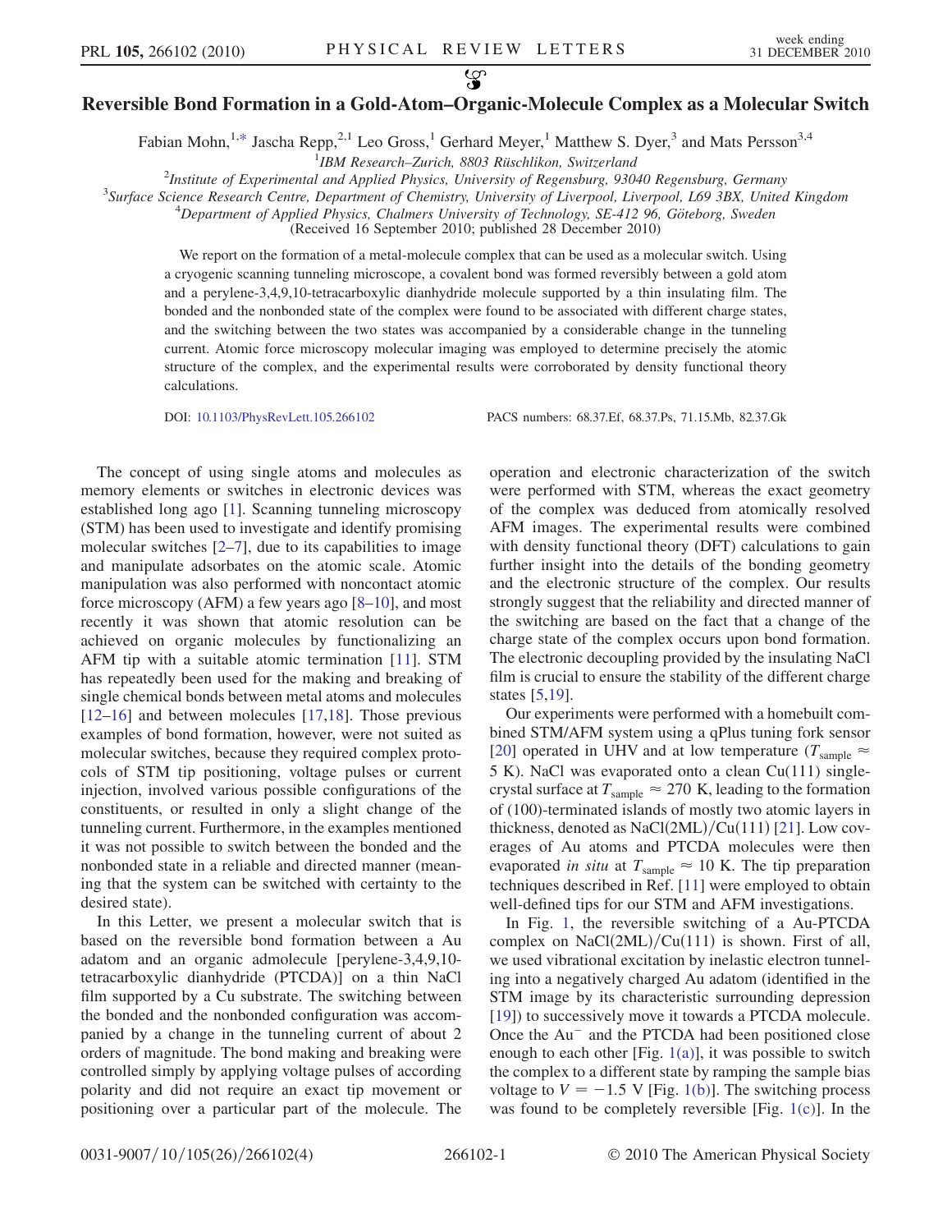# Reversible Bond Formation in a Gold-Atom–Organic-Molecule Complex as a Molecular Switch

Fabian Mohn,[1,*] Jascha Repp,[2,1] Leo Gross,[1] Gerhard Meyer,[1] Matthew S. Dyer,[3] and Mats Persson[3,4]

[1]IBM Research–Zurich, 8803 Rüschlikon, Switzerland

[2]Institute of Experimental and Applied Physics, University of Regensburg, 93040 Regensburg, Germany

[3]Surface Science Research Centre, Department of Chemistry, University of Liverpool, Liverpool, L69 3BX, United Kingdom

[4]Department of Applied Physics, Chalmers University of Technology, SE-412 96, Göteborg, Sweden

(Received 16 September 2010; published 28 December 2010)

We report on the formation of a metal-molecule complex that can be used as a molecular switch. Using a cryogenic scanning tunneling microscope, a covalent bond was formed reversibly between a gold atom and a perylene-3,4,9,10-tetracarboxylic dianhydride molecule supported by a thin insulating film. The bonded and the nonbonded state of the complex were found to be associated with different charge states, and the switching between the two states was accompanied by a considerable change in the tunneling current. Atomic force microscopy molecular imaging was employed to determine precisely the atomic structure of the complex, and the experimental results were corroborated by density functional theory calculations.

DOI: 10.1103/PhysRevLett.105.266102 PACS numbers: 68.37.Ef, 68.37.Ps, 71.15.Mb, 82.37.Gk

The concept of using single atoms and molecules as memory elements or switches in electronic devices was established long ago [1]. Scanning tunneling microscopy (STM) has been used to investigate and identify promising molecular switches [2–7], due to its capabilities to image and manipulate adsorbates on the atomic scale. Atomic manipulation was also performed with noncontact atomic force microscopy (AFM) a few years ago [8–10], and most recently it was shown that atomic resolution can be achieved on organic molecules by functionalizing an AFM tip with a suitable atomic termination [11]. STM has repeatedly been used for the making and breaking of single chemical bonds between metal atoms and molecules [12–16] and between molecules [17,18]. Those previous examples of bond formation, however, were not suited as molecular switches, because they required complex protocols of STM tip positioning, voltage pulses or current injection, involved various possible configurations of the constituents, or resulted in only a slight change of the tunneling current. Furthermore, in the examples mentioned it was not possible to switch between the bonded and the nonbonded state in a reliable and directed manner (meaning that the system can be switched with certainty to the desired state).

In this Letter, we present a molecular switch that is based on the reversible bond formation between a Au adatom and an organic admolecule [perylene-3,4,9,10-tetracarboxylic dianhydride (PTCDA)] on a thin NaCl film supported by a Cu substrate. The switching between the bonded and the nonbonded configuration was accompanied by a change in the tunneling current of about 2 orders of magnitude. The bond making and breaking were controlled simply by applying voltage pulses of according polarity and did not require an exact tip movement or positioning over a particular part of the molecule. The operation and electronic characterization of the switch were performed with STM, whereas the exact geometry of the complex was deduced from atomically resolved AFM images. The experimental results were combined with density functional theory (DFT) calculations to gain further insight into the details of the bonding geometry and the electronic structure of the complex. Our results strongly suggest that the reliability and directed manner of the switching are based on the fact that a change of the charge state of the complex occurs upon bond formation. The electronic decoupling provided by the insulating NaCl film is crucial to ensure the stability of the different charge states [5,19].

Our experiments were performed with a homebuilt combined STM/AFM system using a qPlus tuning fork sensor [20] operated in UHV and at low temperature ($T_{\text{sample}} \approx 5$ K). NaCl was evaporated onto a clean Cu(111) single-crystal surface at $T_{\text{sample}} \approx 270$ K, leading to the formation of (100)-terminated islands of mostly two atomic layers in thickness, denoted as NaCl(2ML)/Cu(111) [21]. Low coverages of Au atoms and PTCDA molecules were then evaporated *in situ* at $T_{\text{sample}} \approx 10$ K. The tip preparation techniques described in Ref. [11] were employed to obtain well-defined tips for our STM and AFM investigations.

In Fig. 1, the reversible switching of a Au-PTCDA complex on NaCl(2ML)/Cu(111) is shown. First of all, we used vibrational excitation by inelastic electron tunneling into a negatively charged Au adatom (identified in the STM image by its characteristic surrounding depression [19]) to successively move it towards a PTCDA molecule. Once the $Au^-$ and the PTCDA had been positioned close enough to each other [Fig. 1(a)], it was possible to switch the complex to a different state by ramping the sample bias voltage to $V = -1.5$ V [Fig. 1(b)]. The switching process was found to be completely reversible [Fig. 1(c)]. In the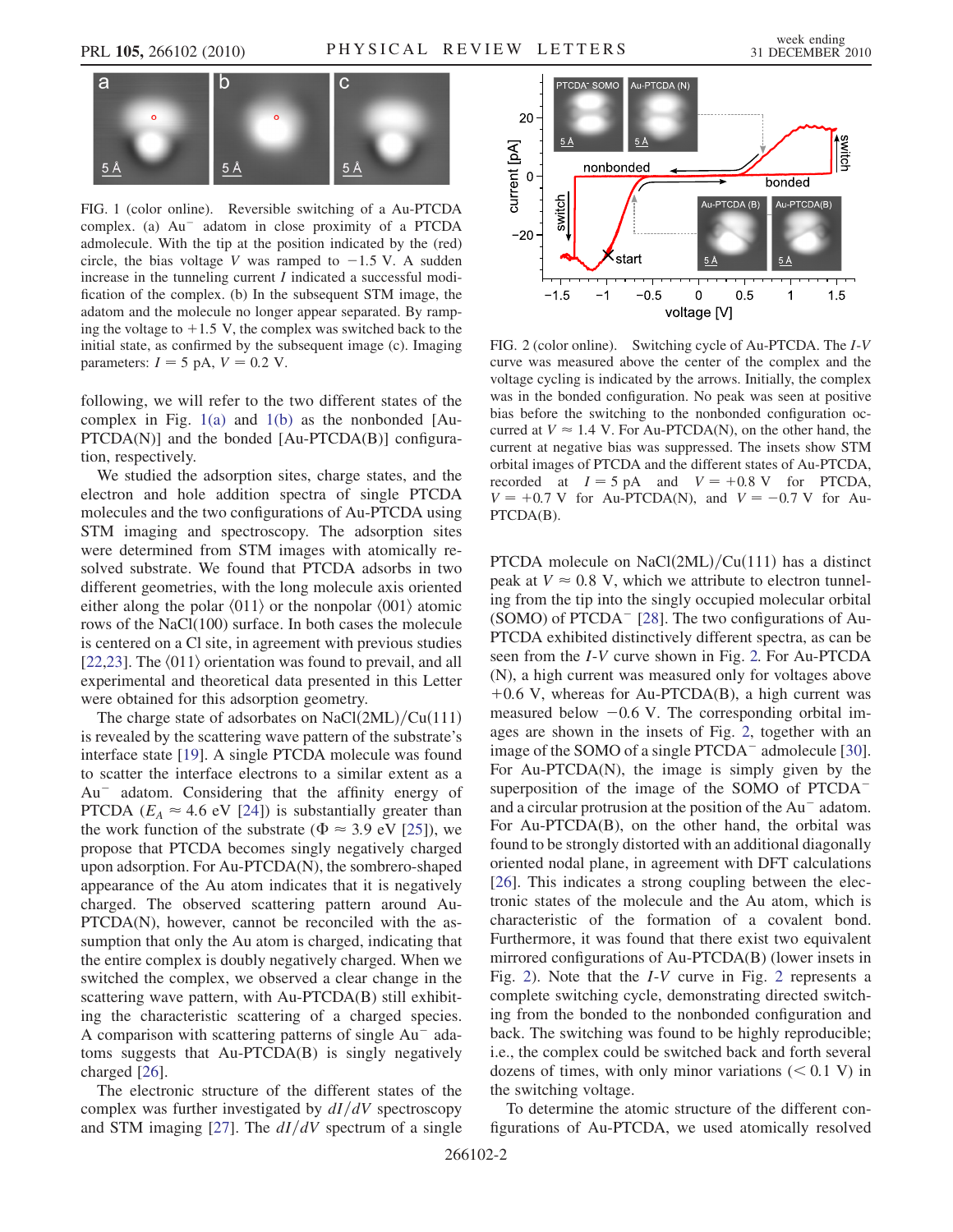FIG. 1 (color online). Reversible switching of a Au-PTCDA complex. (a) $Au^-$ adatom in close proximity of a PTCDA admolecule. With the tip at the position indicated by the (red) circle, the bias voltage $V$ was ramped to $-1.5$ V. A sudden increase in the tunneling current $I$ indicated a successful modification of the complex. (b) In the subsequent STM image, the adatom and the molecule no longer appear separated. By ramping the voltage to $+1.5$ V, the complex was switched back to the initial state, as confirmed by the subsequent image (c). Imaging parameters: $I = 5$ pA, $V = 0.2$ V.

following, we will refer to the two different states of the complex in Fig. 1(a) and 1(b) as the nonbonded [Au-PTCDA(N)] and the bonded [Au-PTCDA(B)] configuration, respectively.

We studied the adsorption sites, charge states, and the electron and hole addition spectra of single PTCDA molecules and the two configurations of Au-PTCDA using STM imaging and spectroscopy. The adsorption sites were determined from STM images with atomically resolved substrate. We found that PTCDA adsorbs in two different geometries, with the long molecule axis oriented either along the polar ⟨011⟩ or the nonpolar ⟨001⟩ atomic rows of the NaCl(100) surface. In both cases the molecule is centered on a Cl site, in agreement with previous studies [22,23]. The ⟨011⟩ orientation was found to prevail, and all experimental and theoretical data presented in this Letter were obtained for this adsorption geometry.

The charge state of adsorbates on NaCl(2ML)/Cu(111) is revealed by the scattering wave pattern of the substrate's interface state [19]. A single PTCDA molecule was found to scatter the interface electrons to a similar extent as a $Au^-$ adatom. Considering that the affinity energy of PTCDA ($E_A \approx 4.6$ eV [24]) is substantially greater than the work function of the substrate ($\Phi \approx 3.9$ eV [25]), we propose that PTCDA becomes singly negatively charged upon adsorption. For Au-PTCDA(N), the sombrero-shaped appearance of the Au atom indicates that it is negatively charged. The observed scattering pattern around Au-PTCDA(N), however, cannot be reconciled with the assumption that only the Au atom is charged, indicating that the entire complex is doubly negatively charged. When we switched the complex, we observed a clear change in the scattering wave pattern, with Au-PTCDA(B) still exhibiting the characteristic scattering of a charged species. A comparison with scattering patterns of single $Au^-$ adatoms suggests that Au-PTCDA(B) is singly negatively charged [26].

The electronic structure of the different states of the complex was further investigated by $dI/dV$ spectroscopy and STM imaging [27]. The $dI/dV$ spectrum of a single PTCDA molecule on NaCl(2ML)/Cu(111) has a distinct peak at $V \approx 0.8$ V, which we attribute to electron tunneling from the tip into the singly occupied molecular orbital (SOMO) of $PTCDA^-$ [28]. The two configurations of Au-PTCDA exhibited distinctively different spectra, as can be seen from the $I$-$V$ curve shown in Fig. 2. For Au-PTCDA (N), a high current was measured only for voltages above $+0.6$ V, whereas for Au-PTCDA(B), a high current was measured below $-0.6$ V. The corresponding orbital images are shown in the insets of Fig. 2, together with an image of the SOMO of a single $PTCDA^-$ admolecule [30]. For Au-PTCDA(N), the image is simply given by the superposition of the image of the SOMO of $PTCDA^-$ and a circular protrusion at the position of the $Au^-$ adatom. For Au-PTCDA(B), on the other hand, the orbital was found to be strongly distorted with an additional diagonally oriented nodal plane, in agreement with DFT calculations [26]. This indicates a strong coupling between the electronic states of the molecule and the Au atom, which is characteristic of the formation of a covalent bond. Furthermore, it was found that there exist two equivalent mirrored configurations of Au-PTCDA(B) (lower insets in Fig. 2). Note that the $I$-$V$ curve in Fig. 2 represents a complete switching cycle, demonstrating directed switching from the bonded to the nonbonded configuration and back. The switching was found to be highly reproducible; i.e., the complex could be switched back and forth several dozens of times, with only minor variations ($< 0.1$ V) in the switching voltage.

FIG. 2 (color online). Switching cycle of Au-PTCDA. The $I$-$V$ curve was measured above the center of the complex and the voltage cycling is indicated by the arrows. Initially, the complex was in the bonded configuration. No peak was seen at positive bias before the switching to the nonbonded configuration occurred at $V \approx 1.4$ V. For Au-PTCDA(N), on the other hand, the current at negative bias was suppressed. The insets show STM orbital images of PTCDA and the different states of Au-PTCDA, recorded at $I = 5$ pA and $V = +0.8$ V for PTCDA, $V = +0.7$ V for Au-PTCDA(N), and $V = -0.7$ V for Au-PTCDA(B).

To determine the atomic structure of the different configurations of Au-PTCDA, we used atomically resolved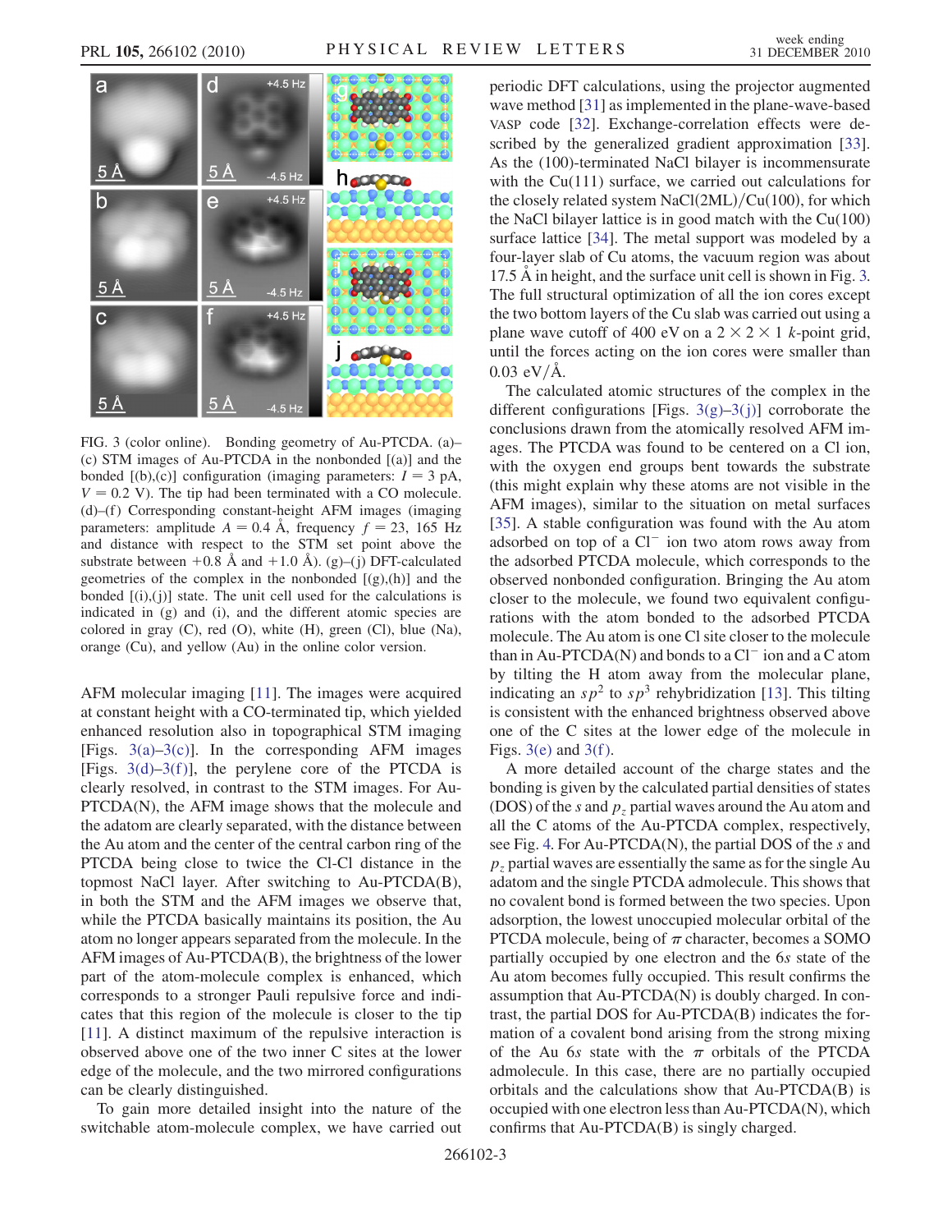FIG. 3 (color online). Bonding geometry of Au-PTCDA. (a)–(c) STM images of Au-PTCDA in the nonbonded [(a)] and the bonded [(b),(c)] configuration (imaging parameters: $I = 3$ pA, $V = 0.2$ V). The tip had been terminated with a CO molecule. (d)–(f) Corresponding constant-height AFM images (imaging parameters: amplitude $A = 0.4$ Å, frequency $f = 23$, 165 Hz and distance with respect to the STM set point above the substrate between $+0.8$ Å and $+1.0$ Å). (g)–(j) DFT-calculated geometries of the complex in the nonbonded [(g),(h)] and the bonded [(i),(j)] state. The unit cell used for the calculations is indicated in (g) and (i), and the different atomic species are colored in gray (C), red (O), white (H), green (Cl), blue (Na), orange (Cu), and yellow (Au) in the online color version.

AFM molecular imaging [11]. The images were acquired at constant height with a CO-terminated tip, which yielded enhanced resolution also in topographical STM imaging [Figs. 3(a)–3(c)]. In the corresponding AFM images [Figs. 3(d)–3(f)], the perylene core of the PTCDA is clearly resolved, in contrast to the STM images. For Au-PTCDA(N), the AFM image shows that the molecule and the adatom are clearly separated, with the distance between the Au atom and the center of the central carbon ring of the PTCDA being close to twice the Cl-Cl distance in the topmost NaCl layer. After switching to Au-PTCDA(B), in both the STM and the AFM images we observe that, while the PTCDA basically maintains its position, the Au atom no longer appears separated from the molecule. In the AFM images of Au-PTCDA(B), the brightness of the lower part of the atom-molecule complex is enhanced, which corresponds to a stronger Pauli repulsive force and indicates that this region of the molecule is closer to the tip [11]. A distinct maximum of the repulsive interaction is observed above one of the two inner C sites at the lower edge of the molecule, and the two mirrored configurations can be clearly distinguished.

To gain more detailed insight into the nature of the switchable atom-molecule complex, we have carried out periodic DFT calculations, using the projector augmented wave method [31] as implemented in the plane-wave-based VASP code [32]. Exchange-correlation effects were described by the generalized gradient approximation [33]. As the (100)-terminated NaCl bilayer is incommensurate with the Cu(111) surface, we carried out calculations for the closely related system NaCl(2ML)/Cu(100), for which the NaCl bilayer lattice is in good match with the Cu(100) surface lattice [34]. The metal support was modeled by a four-layer slab of Cu atoms, the vacuum region was about 17.5 Å in height, and the surface unit cell is shown in Fig. 3. The full structural optimization of all the ion cores except the two bottom layers of the Cu slab was carried out using a plane wave cutoff of 400 eV on a $2 \times 2 \times 1$ $k$-point grid, until the forces acting on the ion cores were smaller than 0.03 eV/Å.

The calculated atomic structures of the complex in the different configurations [Figs. 3(g)–3(j)] corroborate the conclusions drawn from the atomically resolved AFM images. The PTCDA was found to be centered on a Cl ion, with the oxygen end groups bent towards the substrate (this might explain why these atoms are not visible in the AFM images), similar to the situation on metal surfaces [35]. A stable configuration was found with the Au atom adsorbed on top of a $Cl^-$ ion two atom rows away from the adsorbed PTCDA molecule, which corresponds to the observed nonbonded configuration. Bringing the Au atom closer to the molecule, we found two equivalent configurations with the atom bonded to the adsorbed PTCDA molecule. The Au atom is one Cl site closer to the molecule than in Au-PTCDA(N) and bonds to a $Cl^-$ ion and a C atom by tilting the H atom away from the molecular plane, indicating an $sp^2$ to $sp^3$ rehybridization [13]. This tilting is consistent with the enhanced brightness observed above one of the C sites at the lower edge of the molecule in Figs. 3(e) and 3(f).

A more detailed account of the charge states and the bonding is given by the calculated partial densities of states (DOS) of the $s$ and $p_z$ partial waves around the Au atom and all the C atoms of the Au-PTCDA complex, respectively, see Fig. 4. For Au-PTCDA(N), the partial DOS of the $s$ and $p_z$ partial waves are essentially the same as for the single Au adatom and the single PTCDA admolecule. This shows that no covalent bond is formed between the two species. Upon adsorption, the lowest unoccupied molecular orbital of the PTCDA molecule, being of $\pi$ character, becomes a SOMO partially occupied by one electron and the 6$s$ state of the Au atom becomes fully occupied. This result confirms the assumption that Au-PTCDA(N) is doubly charged. In contrast, the partial DOS for Au-PTCDA(B) indicates the formation of a covalent bond arising from the strong mixing of the Au 6$s$ state with the $\pi$ orbitals of the PTCDA admolecule. In this case, there are no partially occupied orbitals and the calculations show that Au-PTCDA(B) is occupied with one electron less than Au-PTCDA(N), which confirms that Au-PTCDA(B) is singly charged.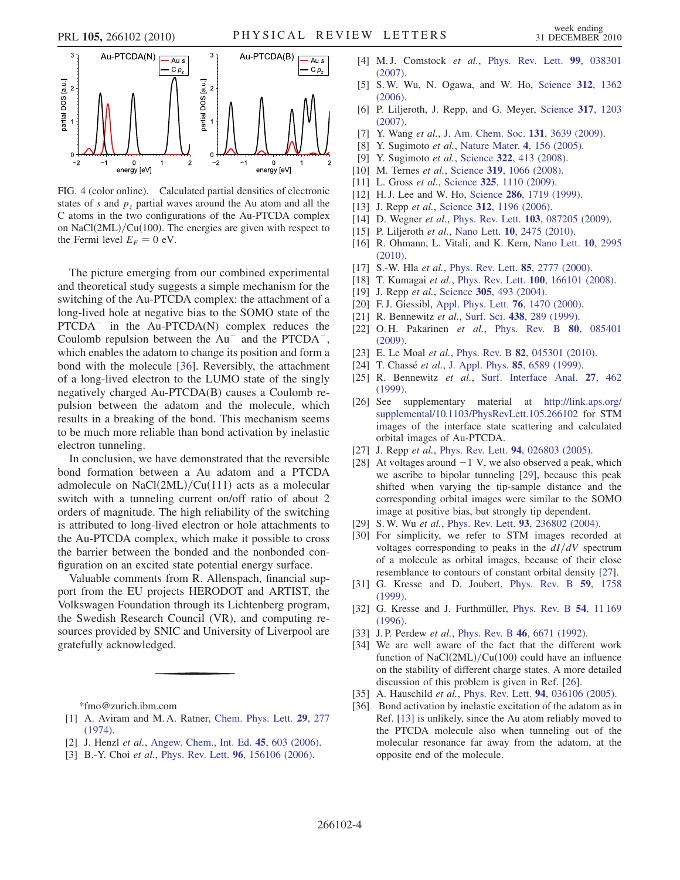Au-PTCDA(N)

Au s

C $p_z$

partial DOS [a.u.]

3

2

1

0

−2 −1 0 1 2

energy [eV]

Au-PTCDA(B)

Au s

C $p_z$

partial DOS [a.u.]

3

2

1

0

−2 −1 0 1 2

energy [eV]

FIG. 4 (color online). Calculated partial densities of electronic states of $s$ and $p_z$ partial waves around the Au atom and all the C atoms in the two configurations of the Au-PTCDA complex on NaCl(2ML)/Cu(100). The energies are given with respect to the Fermi level $E_F = 0$ eV.

The picture emerging from our combined experimental and theoretical study suggests a simple mechanism for the switching of the Au-PTCDA complex: the attachment of a long-lived hole at negative bias to the SOMO state of the $PTCDA^-$ in the Au-PTCDA(N) complex reduces the Coulomb repulsion between the $Au^-$ and the $PTCDA^-$, which enables the adatom to change its position and form a bond with the molecule [36]. Reversibly, the attachment of a long-lived electron to the LUMO state of the singly negatively charged Au-PTCDA(B) causes a Coulomb repulsion between the adatom and the molecule, which results in a breaking of the bond. This mechanism seems to be much more reliable than bond activation by inelastic electron tunneling.

In conclusion, we have demonstrated that the reversible bond formation between a Au adatom and a PTCDA admolecule on NaCl(2ML)/Cu(111) acts as a molecular switch with a tunneling current on/off ratio of about 2 orders of magnitude. The high reliability of the switching is attributed to long-lived electron or hole attachments to the Au-PTCDA complex, which make it possible to cross the barrier between the bonded and the nonbonded configuration on an excited state potential energy surface.

Valuable comments from R. Allenspach, financial support from the EU projects HERODOT and ARTIST, the Volkswagen Foundation through its Lichtenberg program, the Swedish Research Council (VR), and computing resources provided by SNIC and University of Liverpool are gratefully acknowledged.

*fmo@zurich.ibm.com

[1] A. Aviram and M. A. Ratner, Chem. Phys. Lett. **29**, 277 (1974).

[2] J. Henzl *et al.*, Angew. Chem., Int. Ed. **45**, 603 (2006).

[3] B.-Y. Choi *et al.*, Phys. Rev. Lett. **96**, 156106 (2006).

[4] M. J. Comstock *et al.*, Phys. Rev. Lett. **99**, 038301 (2007).

[5] S. W. Wu, N. Ogawa, and W. Ho, Science **312**, 1362 (2006).

[6] P. Liljeroth, J. Repp, and G. Meyer, Science **317**, 1203 (2007).

[7] Y. Wang *et al.*, J. Am. Chem. Soc. **131**, 3639 (2009).

[8] Y. Sugimoto *et al.*, Nature Mater. **4**, 156 (2005).

[9] Y. Sugimoto *et al.*, Science **322**, 413 (2008).

[10] M. Ternes *et al.*, Science **319**, 1066 (2008).

[11] L. Gross *et al.*, Science **325**, 1110 (2009).

[12] H. J. Lee and W. Ho, Science **286**, 1719 (1999).

[13] J. Repp *et al.*, Science **312**, 1196 (2006).

[14] D. Wegner *et al.*, Phys. Rev. Lett. **103**, 087205 (2009).

[15] P. Liljeroth *et al.*, Nano Lett. **10**, 2475 (2010).

[16] R. Ohmann, L. Vitali, and K. Kern, Nano Lett. **10**, 2995 (2010).

[17] S.-W. Hla *et al.*, Phys. Rev. Lett. **85**, 2777 (2000).

[18] T. Kumagai *et al.*, Phys. Rev. Lett. **100**, 166101 (2008).

[19] J. Repp *et al.*, Science **305**, 493 (2004).

[20] F. J. Giessibl, Appl. Phys. Lett. **76**, 1470 (2000).

[21] R. Bennewitz *et al.*, Surf. Sci. **438**, 289 (1999).

[22] O. H. Pakarinen *et al.*, Phys. Rev. B **80**, 085401 (2009).

[23] E. Le Moal *et al.*, Phys. Rev. B **82**, 045301 (2010).

[24] T. Chassé *et al.*, J. Appl. Phys. **85**, 6589 (1999).

[25] R. Bennewitz *et al.*, Surf. Interface Anal. **27**, 462 (1999).

[26] See supplementary material at http://link.aps.org/supplemental/10.1103/PhysRevLett.105.266102 for STM images of the interface state scattering and calculated orbital images of Au-PTCDA.

[27] J. Repp *et al.*, Phys. Rev. Lett. **94**, 026803 (2005).

[28] At voltages around −1 V, we also observed a peak, which we ascribe to bipolar tunneling [29], because this peak shifted when varying the tip-sample distance and the corresponding orbital images were similar to the SOMO image at positive bias, but strongly tip dependent.

[29] S. W. Wu *et al.*, Phys. Rev. Lett. **93**, 236802 (2004).

[30] For simplicity, we refer to STM images recorded at voltages corresponding to peaks in the $dI/dV$ spectrum of a molecule as orbital images, because of their close resemblance to contours of constant orbital density [27].

[31] G. Kresse and D. Joubert, Phys. Rev. B **59**, 1758 (1999).

[32] G. Kresse and J. Furthmüller, Phys. Rev. B **54**, 11 169 (1996).

[33] J. P. Perdew *et al.*, Phys. Rev. B **46**, 6671 (1992).

[34] We are well aware of the fact that the different work function of NaCl(2ML)/Cu(100) could have an influence on the stability of different charge states. A more detailed discussion of this problem is given in Ref. [26].

[35] A. Hauschild *et al.*, Phys. Rev. Lett. **94**, 036106 (2005).

[36] Bond activation by inelastic excitation of the adatom as in Ref. [13] is unlikely, since the Au atom reliably moved to the PTCDA molecule also when tunneling out of the molecular resonance far away from the adatom, at the opposite end of the molecule.